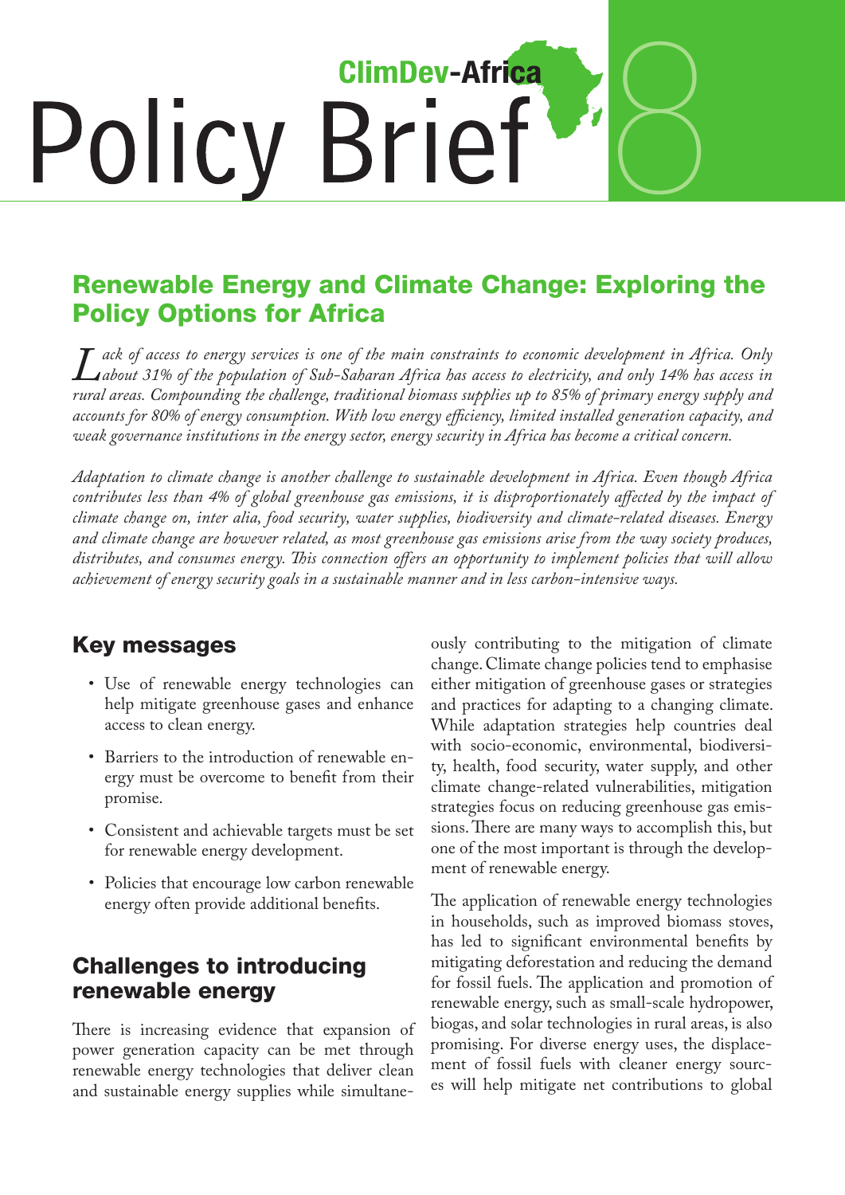ClimDev-Africa

# Policy Brief 8

## Renewable Energy and Climate Change: Exploring the Policy Options for Africa

*Lack of access to energy services is one of the main constraints to economic development in Africa. Only about 31% of the population of Sub-Saharan Africa has access to electricity, and only 14% has access in rural areas. Compounding the challenge, traditional biomass supplies up to 85% of primary energy supply and accounts for 80% of energy consumption. With low energy efficiency, limited installed generation capacity, and weak governance institutions in the energy sector, energy security in Africa has become a critical concern.*

*Adaptation to climate change is another challenge to sustainable development in Africa. Even though Africa contributes less than 4% of global greenhouse gas emissions, it is disproportionately affected by the impact of climate change on, inter alia, food security, water supplies, biodiversity and climate-related diseases. Energy and climate change are however related, as most greenhouse gas emissions arise from the way society produces, distributes, and consumes energy. This connection offers an opportunity to implement policies that will allow achievement of energy security goals in a sustainable manner and in less carbon-intensive ways.*

## Key messages

- Use of renewable energy technologies can help mitigate greenhouse gases and enhance access to clean energy.
- Barriers to the introduction of renewable energy must be overcome to benefit from their promise.
- Consistent and achievable targets must be set for renewable energy development.
- Policies that encourage low carbon renewable energy often provide additional benefits.

## Challenges to introducing renewable energy

There is increasing evidence that expansion of power generation capacity can be met through renewable energy technologies that deliver clean and sustainable energy supplies while simultaneously contributing to the mitigation of climate change. Climate change policies tend to emphasise either mitigation of greenhouse gases or strategies and practices for adapting to a changing climate. While adaptation strategies help countries deal with socio-economic, environmental, biodiversity, health, food security, water supply, and other climate change-related vulnerabilities, mitigation strategies focus on reducing greenhouse gas emissions. There are many ways to accomplish this, but one of the most important is through the development of renewable energy.

The application of renewable energy technologies in households, such as improved biomass stoves, has led to significant environmental benefits by mitigating deforestation and reducing the demand for fossil fuels. The application and promotion of renewable energy, such as small-scale hydropower, biogas, and solar technologies in rural areas, is also promising. For diverse energy uses, the displacement of fossil fuels with cleaner energy sources will help mitigate net contributions to global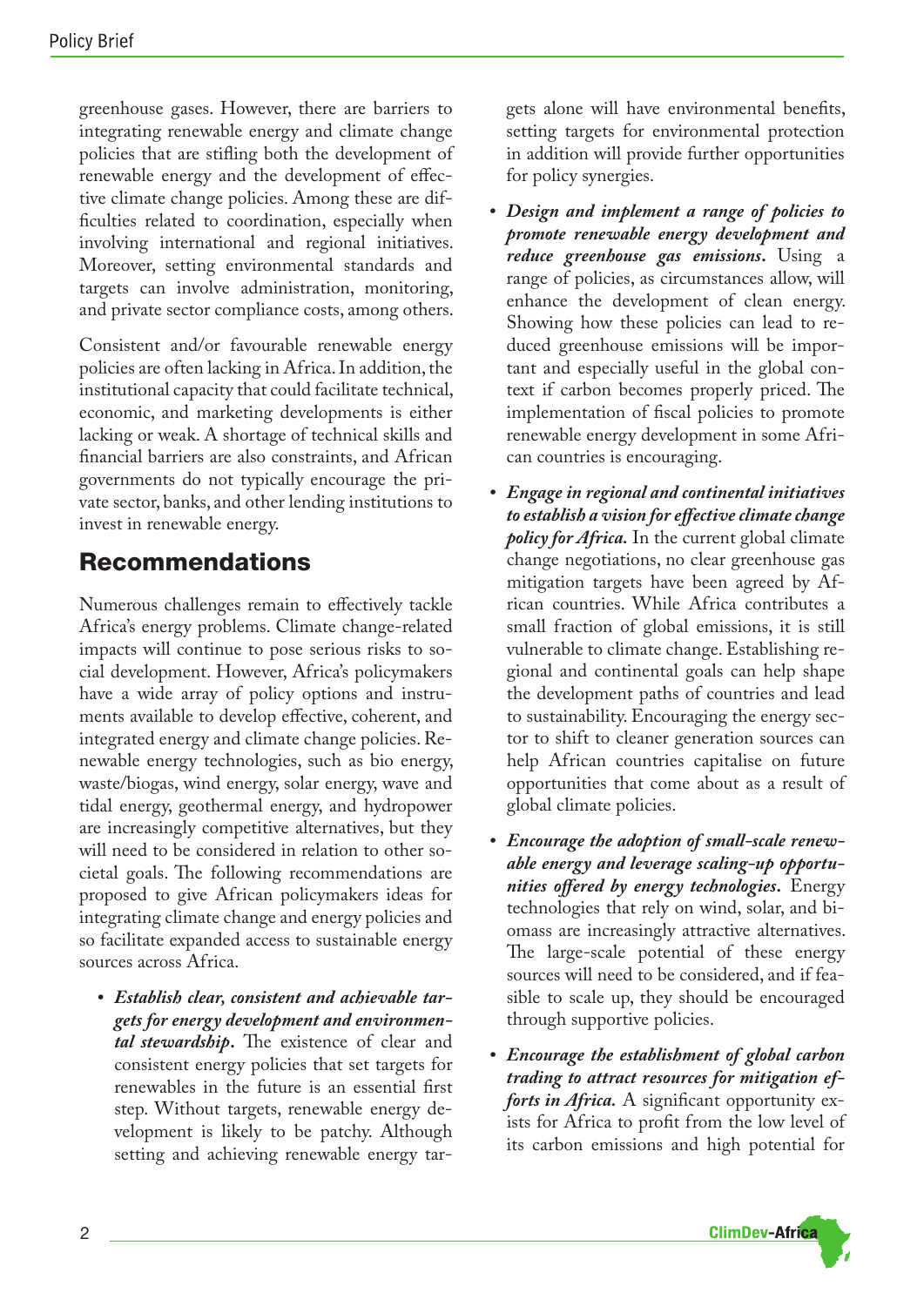greenhouse gases. However, there are barriers to integrating renewable energy and climate change policies that are stifling both the development of renewable energy and the development of effective climate change policies. Among these are difficulties related to coordination, especially when involving international and regional initiatives. Moreover, setting environmental standards and targets can involve administration, monitoring, and private sector compliance costs, among others.

Consistent and/or favourable renewable energy policies are often lacking in Africa. In addition, the institutional capacity that could facilitate technical, economic, and marketing developments is either lacking or weak. A shortage of technical skills and financial barriers are also constraints, and African governments do not typically encourage the private sector, banks, and other lending institutions to invest in renewable energy.

## Recommendations

Numerous challenges remain to effectively tackle Africa's energy problems. Climate change-related impacts will continue to pose serious risks to social development. However, Africa's policymakers have a wide array of policy options and instruments available to develop effective, coherent, and integrated energy and climate change policies. Renewable energy technologies, such as bio energy, waste/biogas, wind energy, solar energy, wave and tidal energy, geothermal energy, and hydropower are increasingly competitive alternatives, but they will need to be considered in relation to other societal goals. The following recommendations are proposed to give African policymakers ideas for integrating climate change and energy policies and so facilitate expanded access to sustainable energy sources across Africa.

- ***Establish clear, consistent and achievable targets for energy development and environmental stewardship.*** The existence of clear and consistent energy policies that set targets for renewables in the future is an essential first step. Without targets, renewable energy development is likely to be patchy. Although setting and achieving renewable energy targets alone will have environmental benefits, setting targets for environmental protection in addition will provide further opportunities for policy synergies.
- ***Design and implement a range of policies to promote renewable energy development and reduce greenhouse gas emissions.*** Using a range of policies, as circumstances allow, will enhance the development of clean energy. Showing how these policies can lead to reduced greenhouse emissions will be important and especially useful in the global context if carbon becomes properly priced. The implementation of fiscal policies to promote renewable energy development in some African countries is encouraging.
- ***Engage in regional and continental initiatives to establish a vision for effective climate change policy for Africa.*** In the current global climate change negotiations, no clear greenhouse gas mitigation targets have been agreed by African countries. While Africa contributes a small fraction of global emissions, it is still vulnerable to climate change. Establishing regional and continental goals can help shape the development paths of countries and lead to sustainability. Encouraging the energy sector to shift to cleaner generation sources can help African countries capitalise on future opportunities that come about as a result of global climate policies.
- ***Encourage the adoption of small-scale renewable energy and leverage scaling-up opportunities offered by energy technologies.*** Energy technologies that rely on wind, solar, and biomass are increasingly attractive alternatives. The large-scale potential of these energy sources will need to be considered, and if feasible to scale up, they should be encouraged through supportive policies.
- ***Encourage the establishment of global carbon trading to attract resources for mitigation efforts in Africa.*** A significant opportunity exists for Africa to profit from the low level of its carbon emissions and high potential for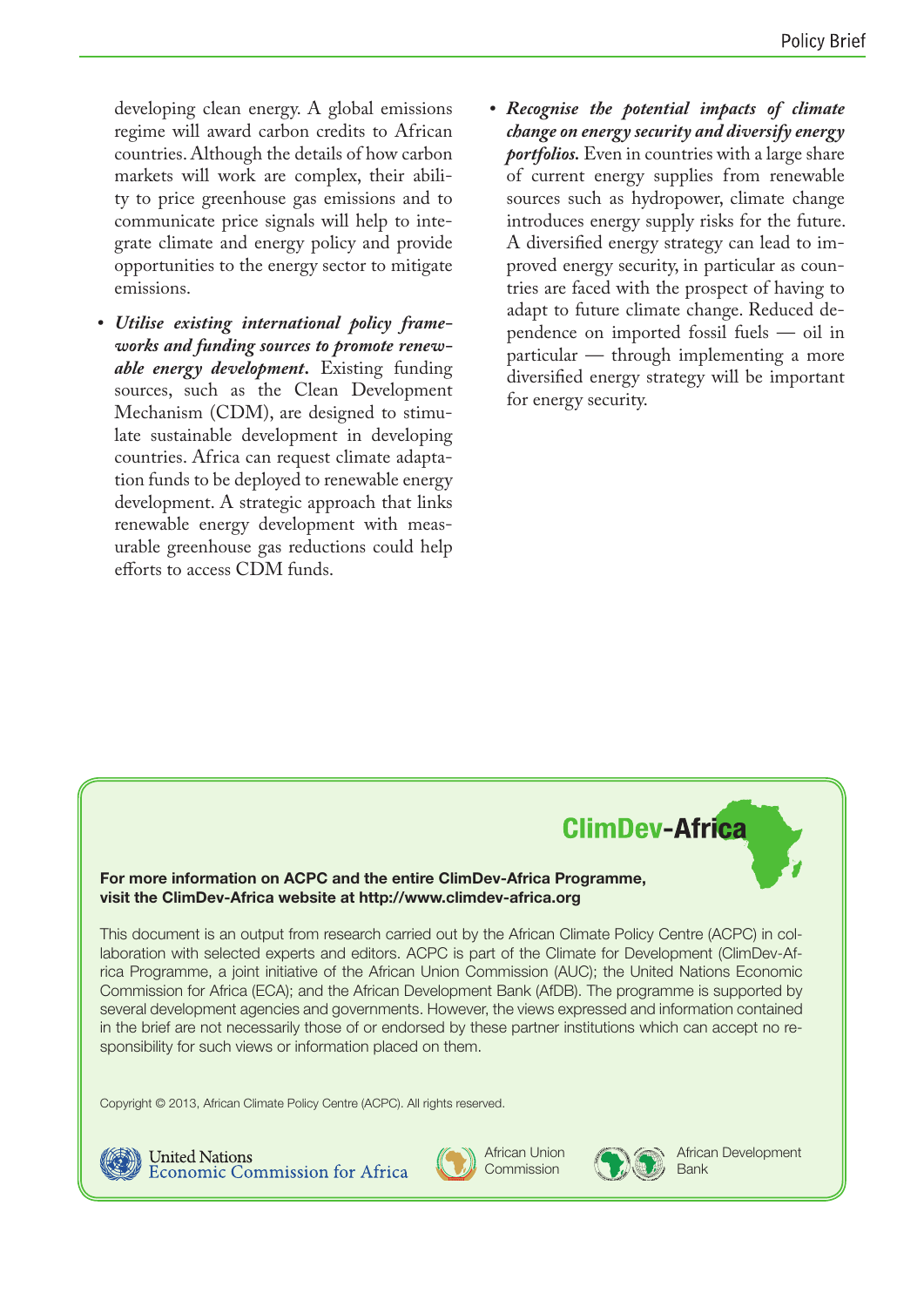developing clean energy. A global emissions regime will award carbon credits to African countries. Although the details of how carbon markets will work are complex, their ability to price greenhouse gas emissions and to communicate price signals will help to integrate climate and energy policy and provide opportunities to the energy sector to mitigate emissions.

- ***Utilise existing international policy frameworks and funding sources to promote renewable energy development.*** Existing funding sources, such as the Clean Development Mechanism (CDM), are designed to stimulate sustainable development in developing countries. Africa can request climate adaptation funds to be deployed to renewable energy development. A strategic approach that links renewable energy development with measurable greenhouse gas reductions could help efforts to access CDM funds.

- ***Recognise the potential impacts of climate change on energy security and diversify energy portfolios.*** Even in countries with a large share of current energy supplies from renewable sources such as hydropower, climate change introduces energy supply risks for the future. A diversified energy strategy can lead to improved energy security, in particular as countries are faced with the prospect of having to adapt to future climate change. Reduced dependence on imported fossil fuels — oil in particular — through implementing a more diversified energy strategy will be important for energy security.

ClimDev-Africa

**For more information on ACPC and the entire ClimDev-Africa Programme, visit the ClimDev-Africa website at http://www.climdev-africa.org**

This document is an output from research carried out by the African Climate Policy Centre (ACPC) in collaboration with selected experts and editors. ACPC is part of the Climate for Development (ClimDev-Africa Programme, a joint initiative of the African Union Commission (AUC); the United Nations Economic Commission for Africa (ECA); and the African Development Bank (AfDB). The programme is supported by several development agencies and governments. However, the views expressed and information contained in the brief are not necessarily those of or endorsed by these partner institutions which can accept no responsibility for such views or information placed on them.

Copyright © 2013, African Climate Policy Centre (ACPC). All rights reserved.

United Nations Economic Commission for Africa

African Union Commission

African Development Bank